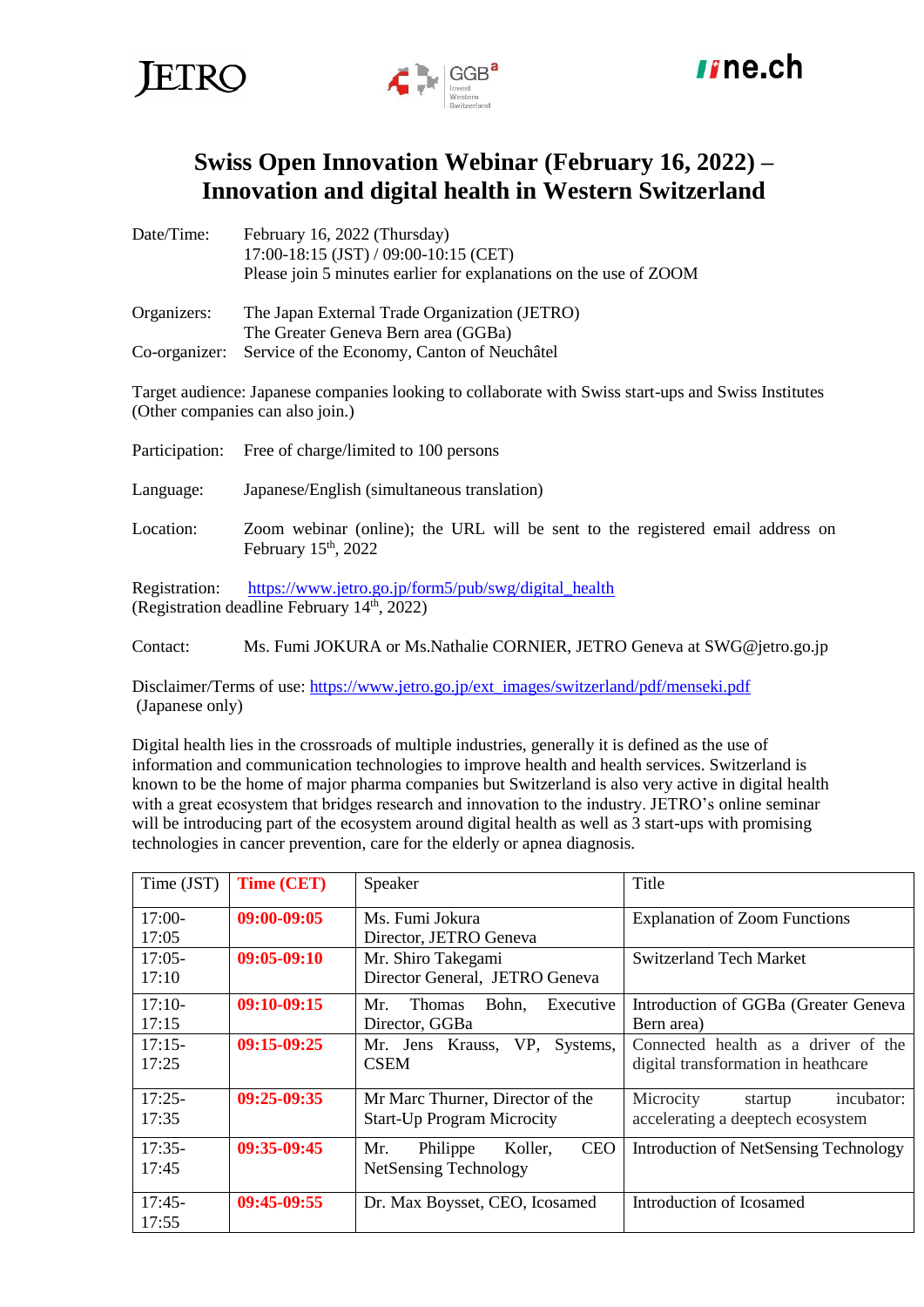# Swiss Open Innovation Webinar (February 16, 2022) – Innovation and digital health in Western Switzerland

Date/Time: February 16, 2022 (Thursday)
17:00-18:15 (JST) / 09:00-10:15 (CET)
Please join 5 minutes earlier for explanations on the use of ZOOM

Organizers: The Japan External Trade Organization (JETRO)
The Greater Geneva Bern area (GGBa)
Co-organizer: Service of the Economy, Canton of Neuchâtel

Target audience: Japanese companies looking to collaborate with Swiss start-ups and Swiss Institutes (Other companies can also join.)

Participation: Free of charge/limited to 100 persons

Language: Japanese/English (simultaneous translation)

Location: Zoom webinar (online); the URL will be sent to the registered email address on February 15th, 2022

Registration: https://www.jetro.go.jp/form5/pub/swg/digital_health
(Registration deadline February 14th, 2022)

Contact: Ms. Fumi JOKURA or Ms.Nathalie CORNIER, JETRO Geneva at SWG@jetro.go.jp

Disclaimer/Terms of use: https://www.jetro.go.jp/ext_images/switzerland/pdf/menseki.pdf
(Japanese only)

Digital health lies in the crossroads of multiple industries, generally it is defined as the use of information and communication technologies to improve health and health services. Switzerland is known to be the home of major pharma companies but Switzerland is also very active in digital health with a great ecosystem that bridges research and innovation to the industry. JETRO's online seminar will be introducing part of the ecosystem around digital health as well as 3 start-ups with promising technologies in cancer prevention, care for the elderly or apnea diagnosis.

| Time (JST) | **Time (CET)** | Speaker | Title |
|---|---|---|---|
| 17:00-17:05 | **09:00-09:05** | Ms. Fumi Jokura<br>Director, JETRO Geneva | Explanation of Zoom Functions |
| 17:05-17:10 | **09:05-09:10** | Mr. Shiro Takegami<br>Director General, JETRO Geneva | Switzerland Tech Market |
| 17:10-17:15 | **09:10-09:15** | Mr. Thomas Bohn, Executive Director, GGBa | Introduction of GGBa (Greater Geneva Bern area) |
| 17:15-17:25 | **09:15-09:25** | Mr. Jens Krauss, VP, Systems, CSEM | Connected health as a driver of the digital transformation in heathcare |
| 17:25-17:35 | **09:25-09:35** | Mr Marc Thurner, Director of the Start-Up Program Microcity | Microcity startup incubator: accelerating a deeptech ecosystem |
| 17:35-17:45 | **09:35-09:45** | Mr. Philippe Koller, CEO NetSensing Technology | Introduction of NetSensing Technology |
| 17:45-17:55 | **09:45-09:55** | Dr. Max Boysset, CEO, Icosamed | Introduction of Icosamed |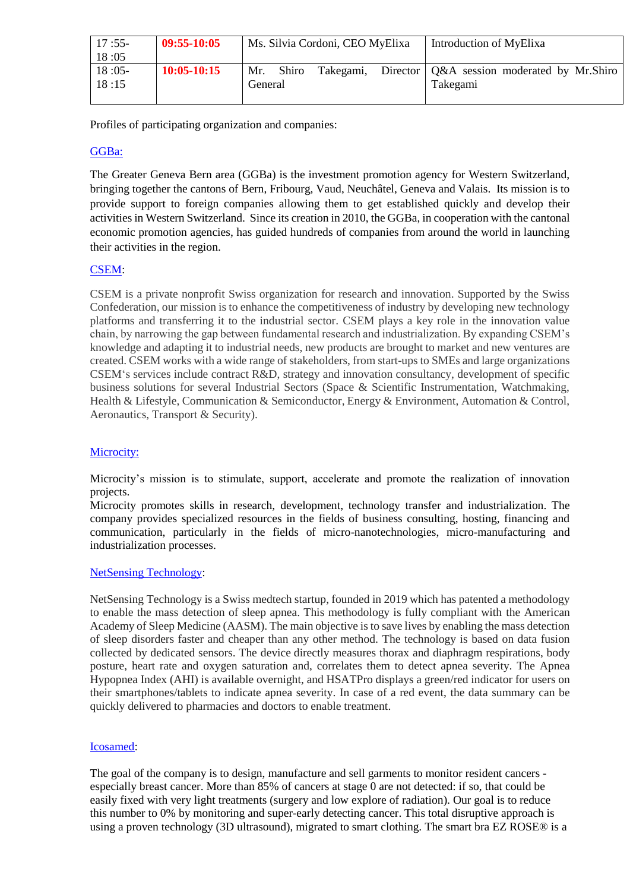| 17 :55-18 :05 | **09:55-10:05** | Ms. Silvia Cordoni, CEO MyElixa | Introduction of MyElixa |
|---|---|---|---|
| 18 :05-18 :15 | **10:05-10:15** | Mr. Shiro Takegami, Director General | Q&A session moderated by Mr.Shiro Takegami |

Profiles of participating organization and companies:

GGBa:

The Greater Geneva Bern area (GGBa) is the investment promotion agency for Western Switzerland, bringing together the cantons of Bern, Fribourg, Vaud, Neuchâtel, Geneva and Valais. Its mission is to provide support to foreign companies allowing them to get established quickly and develop their activities in Western Switzerland. Since its creation in 2010, the GGBa, in cooperation with the cantonal economic promotion agencies, has guided hundreds of companies from around the world in launching their activities in the region.

CSEM:

CSEM is a private nonprofit Swiss organization for research and innovation. Supported by the Swiss Confederation, our mission is to enhance the competitiveness of industry by developing new technology platforms and transferring it to the industrial sector. CSEM plays a key role in the innovation value chain, by narrowing the gap between fundamental research and industrialization. By expanding CSEM's knowledge and adapting it to industrial needs, new products are brought to market and new ventures are created. CSEM works with a wide range of stakeholders, from start-ups to SMEs and large organizations CSEM's services include contract R&D, strategy and innovation consultancy, development of specific business solutions for several Industrial Sectors (Space & Scientific Instrumentation, Watchmaking, Health & Lifestyle, Communication & Semiconductor, Energy & Environment, Automation & Control, Aeronautics, Transport & Security).

Microcity:

Microcity's mission is to stimulate, support, accelerate and promote the realization of innovation projects.
Microcity promotes skills in research, development, technology transfer and industrialization. The company provides specialized resources in the fields of business consulting, hosting, financing and communication, particularly in the fields of micro-nanotechnologies, micro-manufacturing and industrialization processes.

NetSensing Technology:

NetSensing Technology is a Swiss medtech startup, founded in 2019 which has patented a methodology to enable the mass detection of sleep apnea. This methodology is fully compliant with the American Academy of Sleep Medicine (AASM). The main objective is to save lives by enabling the mass detection of sleep disorders faster and cheaper than any other method. The technology is based on data fusion collected by dedicated sensors. The device directly measures thorax and diaphragm respirations, body posture, heart rate and oxygen saturation and, correlates them to detect apnea severity. The Apnea Hypopnea Index (AHI) is available overnight, and HSATPro displays a green/red indicator for users on their smartphones/tablets to indicate apnea severity. In case of a red event, the data summary can be quickly delivered to pharmacies and doctors to enable treatment.

Icosamed:

The goal of the company is to design, manufacture and sell garments to monitor resident cancers - especially breast cancer. More than 85% of cancers at stage 0 are not detected: if so, that could be easily fixed with very light treatments (surgery and low explore of radiation). Our goal is to reduce this number to 0% by monitoring and super-early detecting cancer. This total disruptive approach is using a proven technology (3D ultrasound), migrated to smart clothing. The smart bra EZ ROSE® is a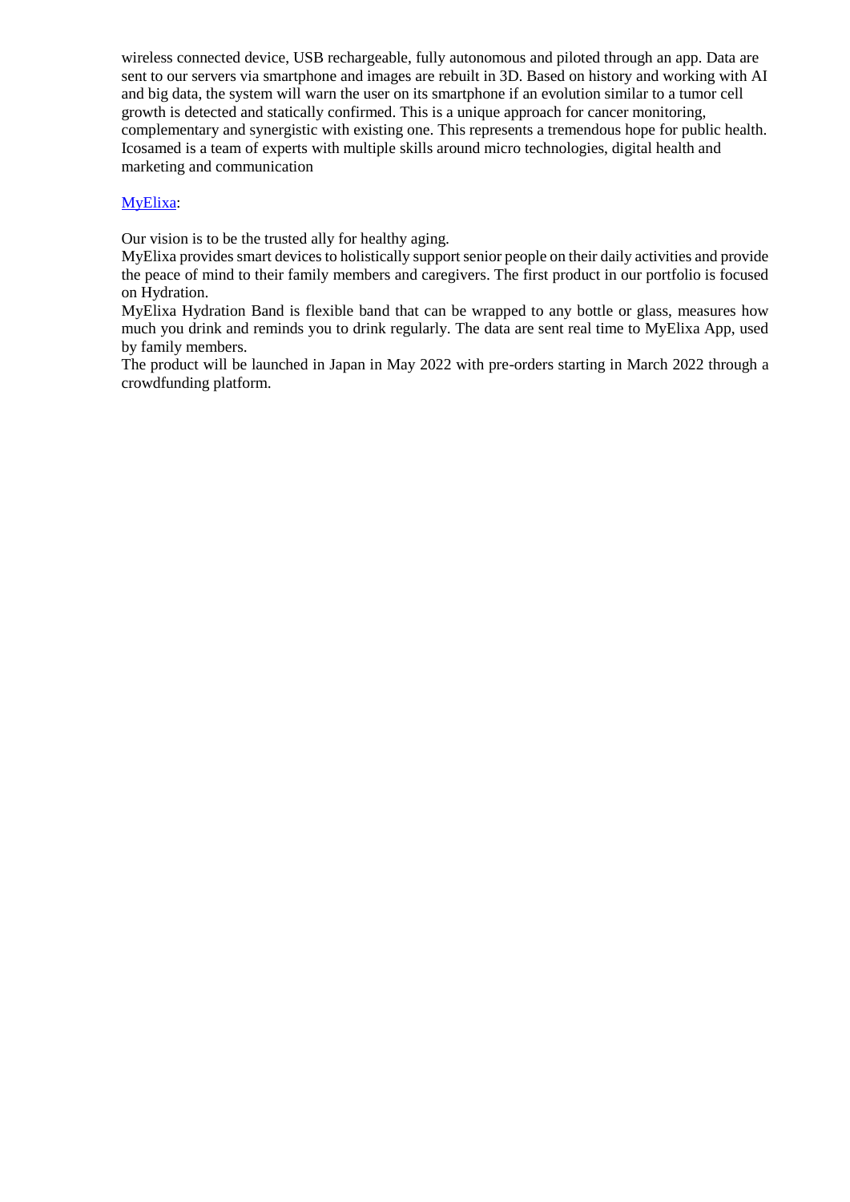wireless connected device, USB rechargeable, fully autonomous and piloted through an app. Data are sent to our servers via smartphone and images are rebuilt in 3D. Based on history and working with AI and big data, the system will warn the user on its smartphone if an evolution similar to a tumor cell growth is detected and statically confirmed. This is a unique approach for cancer monitoring, complementary and synergistic with existing one. This represents a tremendous hope for public health. Icosamed is a team of experts with multiple skills around micro technologies, digital health and marketing and communication

MyElixa:

Our vision is to be the trusted ally for healthy aging.
MyElixa provides smart devices to holistically support senior people on their daily activities and provide the peace of mind to their family members and caregivers. The first product in our portfolio is focused on Hydration.
MyElixa Hydration Band is flexible band that can be wrapped to any bottle or glass, measures how much you drink and reminds you to drink regularly. The data are sent real time to MyElixa App, used by family members.
The product will be launched in Japan in May 2022 with pre-orders starting in March 2022 through a crowdfunding platform.